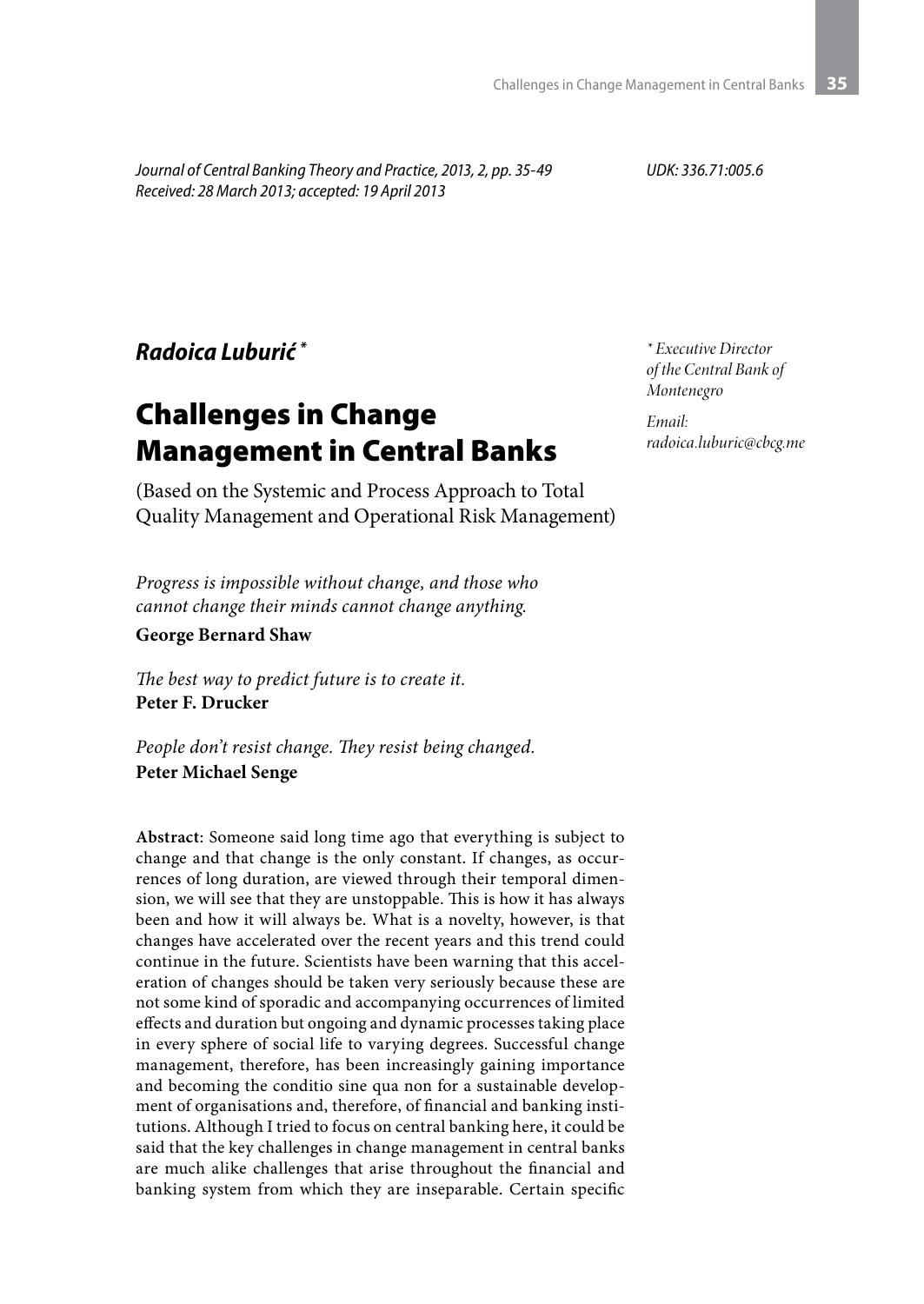*Journal of Central Banking Theory and Practice, 2013, 2, pp. 35-49*
*Received: 28 March 2013; accepted: 19 April 2013*

UDK: 336.71:005.6

***Radoica Luburić*** *

\* *Executive Director of the Central Bank of Montenegro*

*Email: radoica.luburic@cbcg.me*

# Challenges in Change Management in Central Banks

(Based on the Systemic and Process Approach to Total Quality Management and Operational Risk Management)

*Progress is impossible without change, and those who cannot change their minds cannot change anything.*
**George Bernard Shaw**

*The best way to predict future is to create it.*
**Peter F. Drucker**

*People don't resist change. They resist being changed.*
**Peter Michael Senge**

**Abstract**: Someone said long time ago that everything is subject to change and that change is the only constant. If changes, as occurrences of long duration, are viewed through their temporal dimension, we will see that they are unstoppable. This is how it has always been and how it will always be. What is a novelty, however, is that changes have accelerated over the recent years and this trend could continue in the future. Scientists have been warning that this acceleration of changes should be taken very seriously because these are not some kind of sporadic and accompanying occurrences of limited effects and duration but ongoing and dynamic processes taking place in every sphere of social life to varying degrees. Successful change management, therefore, has been increasingly gaining importance and becoming the conditio sine qua non for a sustainable development of organisations and, therefore, of financial and banking institutions. Although I tried to focus on central banking here, it could be said that the key challenges in change management in central banks are much alike challenges that arise throughout the financial and banking system from which they are inseparable. Certain specific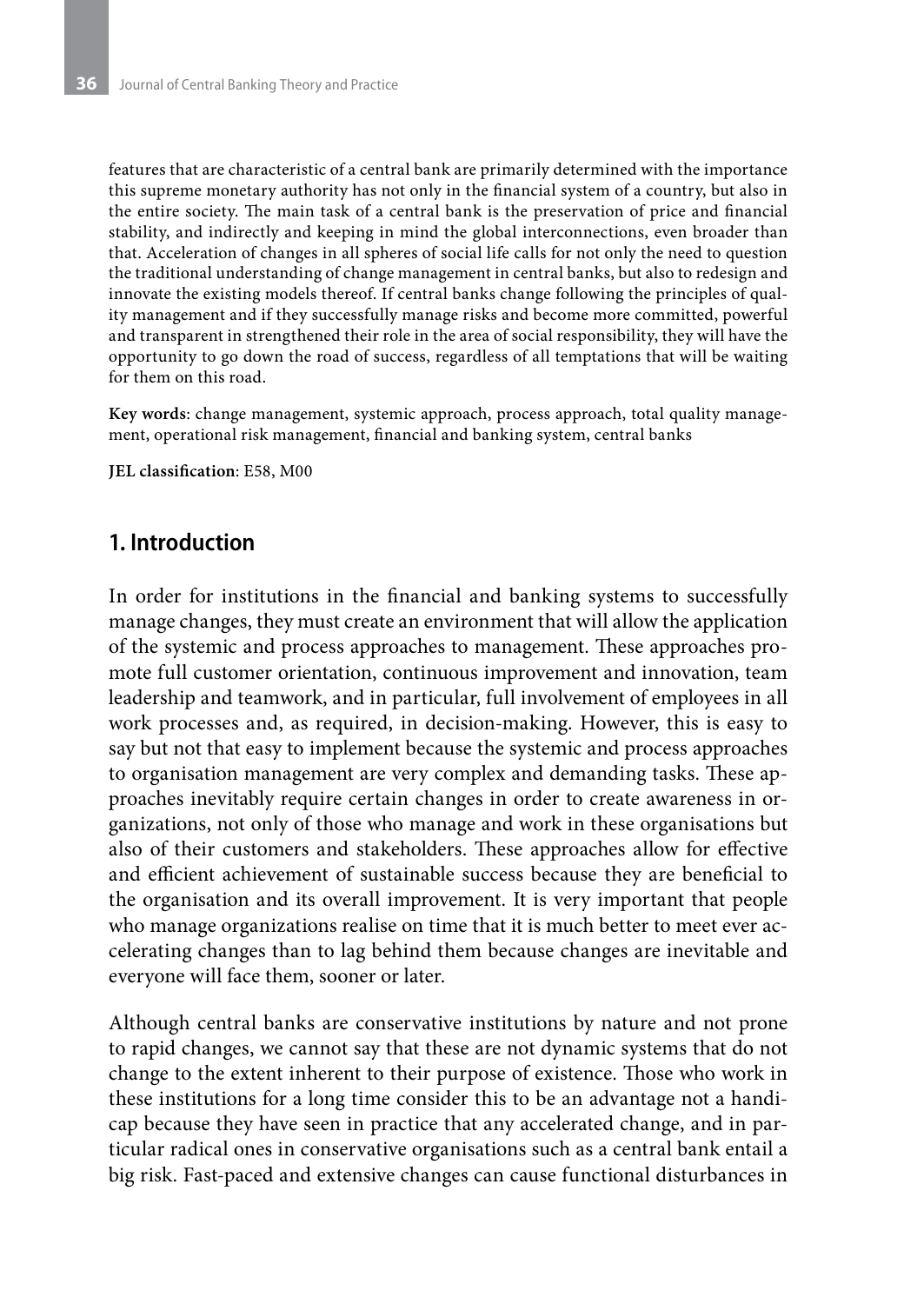features that are characteristic of a central bank are primarily determined with the importance this supreme monetary authority has not only in the financial system of a country, but also in the entire society. The main task of a central bank is the preservation of price and financial stability, and indirectly and keeping in mind the global interconnections, even broader than that. Acceleration of changes in all spheres of social life calls for not only the need to question the traditional understanding of change management in central banks, but also to redesign and innovate the existing models thereof. If central banks change following the principles of quality management and if they successfully manage risks and become more committed, powerful and transparent in strengthened their role in the area of social responsibility, they will have the opportunity to go down the road of success, regardless of all temptations that will be waiting for them on this road.

**Key words**: change management, systemic approach, process approach, total quality management, operational risk management, financial and banking system, central banks

**JEL classification**: E58, M00

## 1. Introduction

In order for institutions in the financial and banking systems to successfully manage changes, they must create an environment that will allow the application of the systemic and process approaches to management. These approaches promote full customer orientation, continuous improvement and innovation, team leadership and teamwork, and in particular, full involvement of employees in all work processes and, as required, in decision-making. However, this is easy to say but not that easy to implement because the systemic and process approaches to organisation management are very complex and demanding tasks. These approaches inevitably require certain changes in order to create awareness in organizations, not only of those who manage and work in these organisations but also of their customers and stakeholders. These approaches allow for effective and efficient achievement of sustainable success because they are beneficial to the organisation and its overall improvement. It is very important that people who manage organizations realise on time that it is much better to meet ever accelerating changes than to lag behind them because changes are inevitable and everyone will face them, sooner or later.

Although central banks are conservative institutions by nature and not prone to rapid changes, we cannot say that these are not dynamic systems that do not change to the extent inherent to their purpose of existence. Those who work in these institutions for a long time consider this to be an advantage not a handicap because they have seen in practice that any accelerated change, and in particular radical ones in conservative organisations such as a central bank entail a big risk. Fast-paced and extensive changes can cause functional disturbances in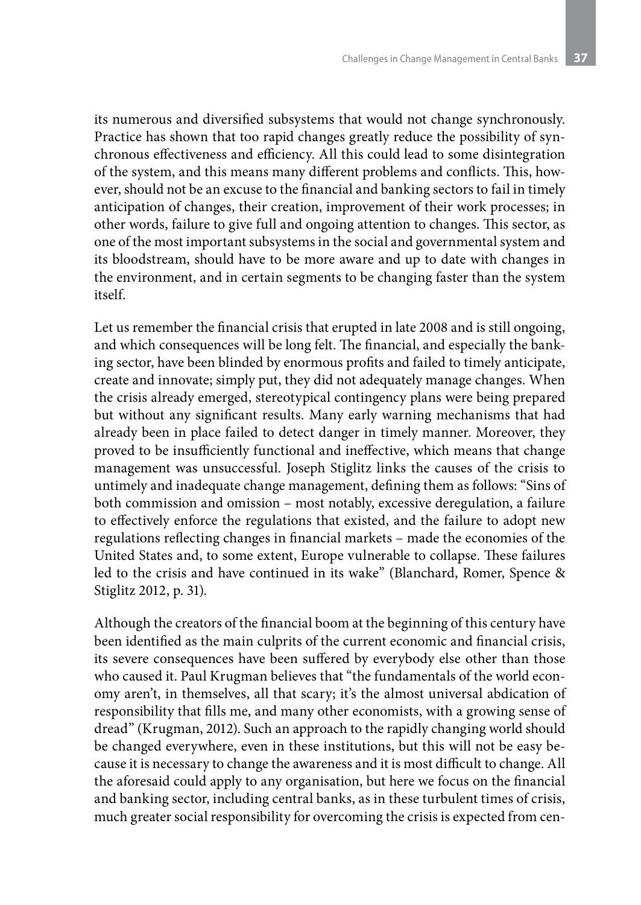its numerous and diversified subsystems that would not change synchronously. Practice has shown that too rapid changes greatly reduce the possibility of synchronous effectiveness and efficiency. All this could lead to some disintegration of the system, and this means many different problems and conflicts. This, however, should not be an excuse to the financial and banking sectors to fail in timely anticipation of changes, their creation, improvement of their work processes; in other words, failure to give full and ongoing attention to changes. This sector, as one of the most important subsystems in the social and governmental system and its bloodstream, should have to be more aware and up to date with changes in the environment, and in certain segments to be changing faster than the system itself.

Let us remember the financial crisis that erupted in late 2008 and is still ongoing, and which consequences will be long felt. The financial, and especially the banking sector, have been blinded by enormous profits and failed to timely anticipate, create and innovate; simply put, they did not adequately manage changes. When the crisis already emerged, stereotypical contingency plans were being prepared but without any significant results. Many early warning mechanisms that had already been in place failed to detect danger in timely manner. Moreover, they proved to be insufficiently functional and ineffective, which means that change management was unsuccessful. Joseph Stiglitz links the causes of the crisis to untimely and inadequate change management, defining them as follows: "Sins of both commission and omission – most notably, excessive deregulation, a failure to effectively enforce the regulations that existed, and the failure to adopt new regulations reflecting changes in financial markets – made the economies of the United States and, to some extent, Europe vulnerable to collapse. These failures led to the crisis and have continued in its wake" (Blanchard, Romer, Spence & Stiglitz 2012, p. 31).

Although the creators of the financial boom at the beginning of this century have been identified as the main culprits of the current economic and financial crisis, its severe consequences have been suffered by everybody else other than those who caused it. Paul Krugman believes that "the fundamentals of the world economy aren't, in themselves, all that scary; it's the almost universal abdication of responsibility that fills me, and many other economists, with a growing sense of dread" (Krugman, 2012). Such an approach to the rapidly changing world should be changed everywhere, even in these institutions, but this will not be easy because it is necessary to change the awareness and it is most difficult to change. All the aforesaid could apply to any organisation, but here we focus on the financial and banking sector, including central banks, as in these turbulent times of crisis, much greater social responsibility for overcoming the crisis is expected from cen-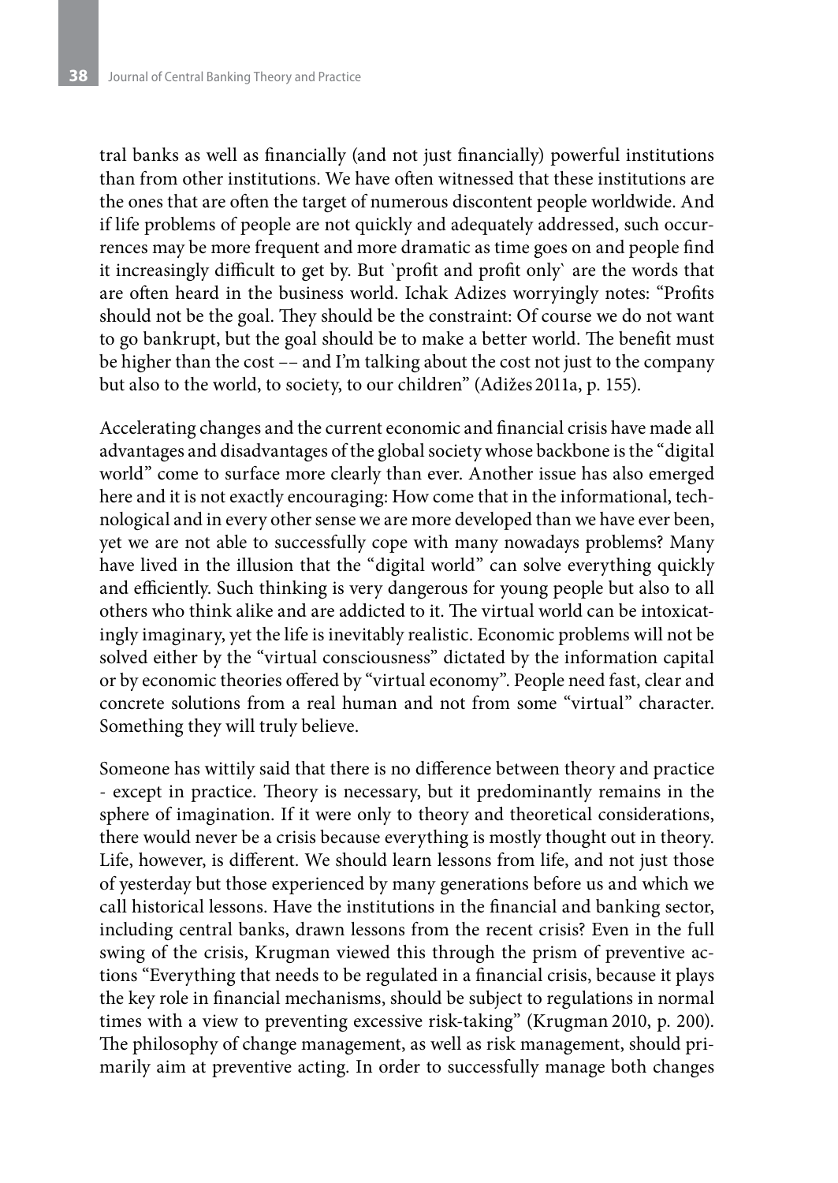tral banks as well as financially (and not just financially) powerful institutions than from other institutions. We have often witnessed that these institutions are the ones that are often the target of numerous discontent people worldwide. And if life problems of people are not quickly and adequately addressed, such occurrences may be more frequent and more dramatic as time goes on and people find it increasingly difficult to get by. But `profit and profit only` are the words that are often heard in the business world. Ichak Adizes worryingly notes: "Profits should not be the goal. They should be the constraint: Of course we do not want to go bankrupt, but the goal should be to make a better world. The benefit must be higher than the cost –– and I'm talking about the cost not just to the company but also to the world, to society, to our children" (Adižes 2011a, p. 155).

Accelerating changes and the current economic and financial crisis have made all advantages and disadvantages of the global society whose backbone is the "digital world" come to surface more clearly than ever. Another issue has also emerged here and it is not exactly encouraging: How come that in the informational, technological and in every other sense we are more developed than we have ever been, yet we are not able to successfully cope with many nowadays problems? Many have lived in the illusion that the "digital world" can solve everything quickly and efficiently. Such thinking is very dangerous for young people but also to all others who think alike and are addicted to it. The virtual world can be intoxicatingly imaginary, yet the life is inevitably realistic. Economic problems will not be solved either by the "virtual consciousness" dictated by the information capital or by economic theories offered by "virtual economy". People need fast, clear and concrete solutions from a real human and not from some "virtual" character. Something they will truly believe.

Someone has wittily said that there is no difference between theory and practice - except in practice. Theory is necessary, but it predominantly remains in the sphere of imagination. If it were only to theory and theoretical considerations, there would never be a crisis because everything is mostly thought out in theory. Life, however, is different. We should learn lessons from life, and not just those of yesterday but those experienced by many generations before us and which we call historical lessons. Have the institutions in the financial and banking sector, including central banks, drawn lessons from the recent crisis? Even in the full swing of the crisis, Krugman viewed this through the prism of preventive actions "Everything that needs to be regulated in a financial crisis, because it plays the key role in financial mechanisms, should be subject to regulations in normal times with a view to preventing excessive risk-taking" (Krugman 2010, p. 200). The philosophy of change management, as well as risk management, should primarily aim at preventive acting. In order to successfully manage both changes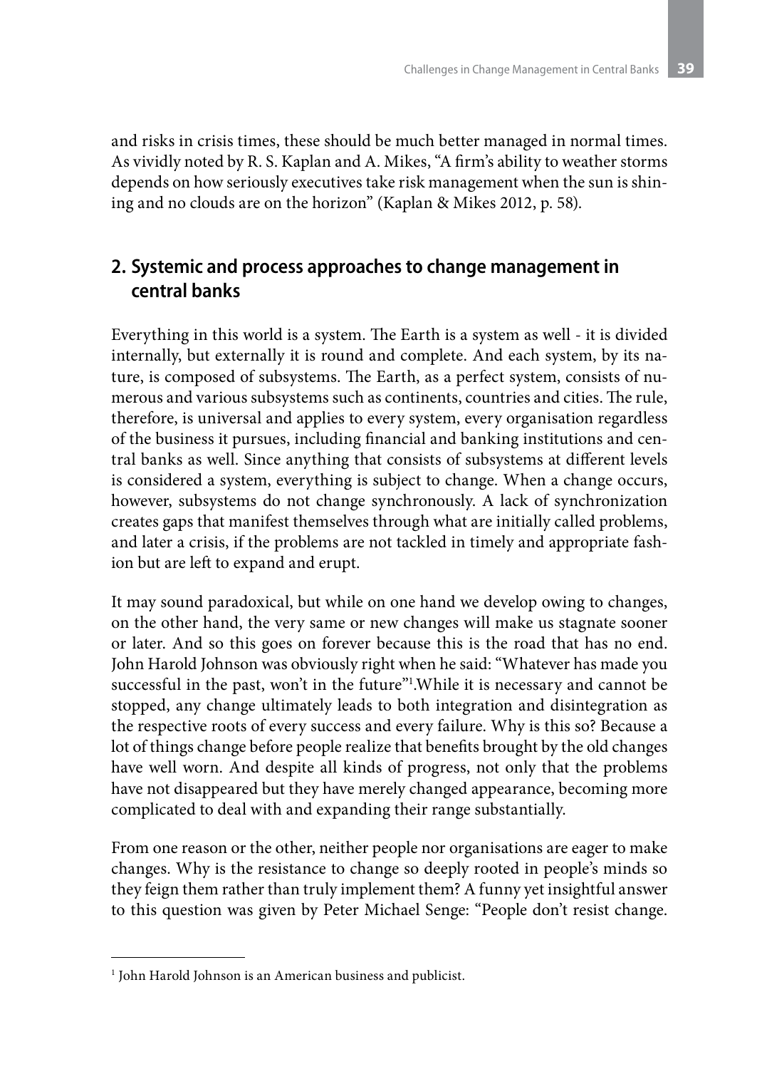and risks in crisis times, these should be much better managed in normal times. As vividly noted by R. S. Kaplan and A. Mikes, "A firm's ability to weather storms depends on how seriously executives take risk management when the sun is shining and no clouds are on the horizon" (Kaplan & Mikes 2012, p. 58).

## 2. Systemic and process approaches to change management in central banks

Everything in this world is a system. The Earth is a system as well - it is divided internally, but externally it is round and complete. And each system, by its nature, is composed of subsystems. The Earth, as a perfect system, consists of numerous and various subsystems such as continents, countries and cities. The rule, therefore, is universal and applies to every system, every organisation regardless of the business it pursues, including financial and banking institutions and central banks as well. Since anything that consists of subsystems at different levels is considered a system, everything is subject to change. When a change occurs, however, subsystems do not change synchronously. A lack of synchronization creates gaps that manifest themselves through what are initially called problems, and later a crisis, if the problems are not tackled in timely and appropriate fashion but are left to expand and erupt.

It may sound paradoxical, but while on one hand we develop owing to changes, on the other hand, the very same or new changes will make us stagnate sooner or later. And so this goes on forever because this is the road that has no end. John Harold Johnson was obviously right when he said: "Whatever has made you successful in the past, won't in the future"[1].While it is necessary and cannot be stopped, any change ultimately leads to both integration and disintegration as the respective roots of every success and every failure. Why is this so? Because a lot of things change before people realize that benefits brought by the old changes have well worn. And despite all kinds of progress, not only that the problems have not disappeared but they have merely changed appearance, becoming more complicated to deal with and expanding their range substantially.

From one reason or the other, neither people nor organisations are eager to make changes. Why is the resistance to change so deeply rooted in people's minds so they feign them rather than truly implement them? A funny yet insightful answer to this question was given by Peter Michael Senge: "People don't resist change.

[1] John Harold Johnson is an American business and publicist.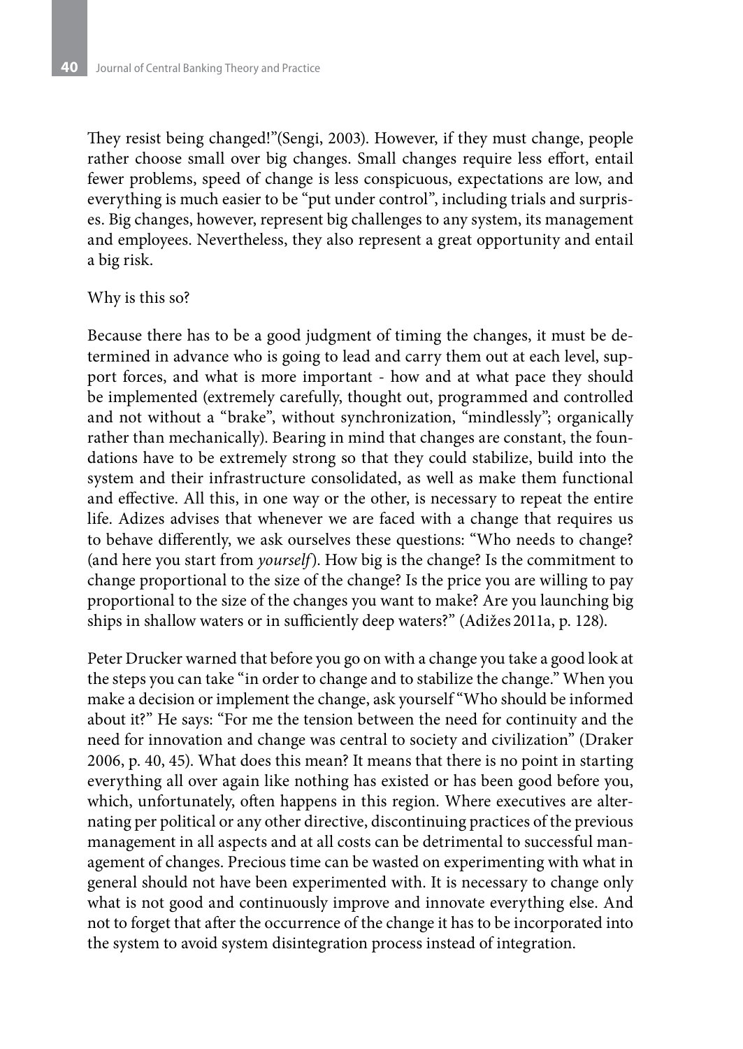They resist being changed!"(Sengi, 2003). However, if they must change, people rather choose small over big changes. Small changes require less effort, entail fewer problems, speed of change is less conspicuous, expectations are low, and everything is much easier to be "put under control", including trials and surprises. Big changes, however, represent big challenges to any system, its management and employees. Nevertheless, they also represent a great opportunity and entail a big risk.

Why is this so?

Because there has to be a good judgment of timing the changes, it must be determined in advance who is going to lead and carry them out at each level, support forces, and what is more important - how and at what pace they should be implemented (extremely carefully, thought out, programmed and controlled and not without a "brake", without synchronization, "mindlessly"; organically rather than mechanically). Bearing in mind that changes are constant, the foundations have to be extremely strong so that they could stabilize, build into the system and their infrastructure consolidated, as well as make them functional and effective. All this, in one way or the other, is necessary to repeat the entire life. Adizes advises that whenever we are faced with a change that requires us to behave differently, we ask ourselves these questions: "Who needs to change? (and here you start from *yourself*). How big is the change? Is the commitment to change proportional to the size of the change? Is the price you are willing to pay proportional to the size of the changes you want to make? Are you launching big ships in shallow waters or in sufficiently deep waters?" (Adižes 2011a, p. 128).

Peter Drucker warned that before you go on with a change you take a good look at the steps you can take "in order to change and to stabilize the change." When you make a decision or implement the change, ask yourself "Who should be informed about it?" He says: "For me the tension between the need for continuity and the need for innovation and change was central to society and civilization" (Draker 2006, p. 40, 45). What does this mean? It means that there is no point in starting everything all over again like nothing has existed or has been good before you, which, unfortunately, often happens in this region. Where executives are alternating per political or any other directive, discontinuing practices of the previous management in all aspects and at all costs can be detrimental to successful management of changes. Precious time can be wasted on experimenting with what in general should not have been experimented with. It is necessary to change only what is not good and continuously improve and innovate everything else. And not to forget that after the occurrence of the change it has to be incorporated into the system to avoid system disintegration process instead of integration.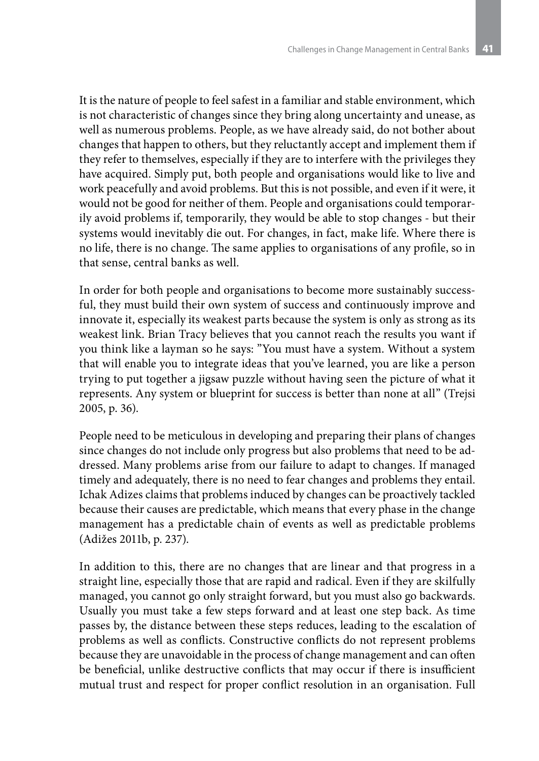It is the nature of people to feel safest in a familiar and stable environment, which is not characteristic of changes since they bring along uncertainty and unease, as well as numerous problems. People, as we have already said, do not bother about changes that happen to others, but they reluctantly accept and implement them if they refer to themselves, especially if they are to interfere with the privileges they have acquired. Simply put, both people and organisations would like to live and work peacefully and avoid problems. But this is not possible, and even if it were, it would not be good for neither of them. People and organisations could temporarily avoid problems if, temporarily, they would be able to stop changes - but their systems would inevitably die out. For changes, in fact, make life. Where there is no life, there is no change. The same applies to organisations of any profile, so in that sense, central banks as well.

In order for both people and organisations to become more sustainably successful, they must build their own system of success and continuously improve and innovate it, especially its weakest parts because the system is only as strong as its weakest link. Brian Tracy believes that you cannot reach the results you want if you think like a layman so he says: "You must have a system. Without a system that will enable you to integrate ideas that you've learned, you are like a person trying to put together a jigsaw puzzle without having seen the picture of what it represents. Any system or blueprint for success is better than none at all" (Trejsi 2005, p. 36).

People need to be meticulous in developing and preparing their plans of changes since changes do not include only progress but also problems that need to be addressed. Many problems arise from our failure to adapt to changes. If managed timely and adequately, there is no need to fear changes and problems they entail. Ichak Adizes claims that problems induced by changes can be proactively tackled because their causes are predictable, which means that every phase in the change management has a predictable chain of events as well as predictable problems (Adižes 2011b, p. 237).

In addition to this, there are no changes that are linear and that progress in a straight line, especially those that are rapid and radical. Even if they are skilfully managed, you cannot go only straight forward, but you must also go backwards. Usually you must take a few steps forward and at least one step back. As time passes by, the distance between these steps reduces, leading to the escalation of problems as well as conflicts. Constructive conflicts do not represent problems because they are unavoidable in the process of change management and can often be beneficial, unlike destructive conflicts that may occur if there is insufficient mutual trust and respect for proper conflict resolution in an organisation. Full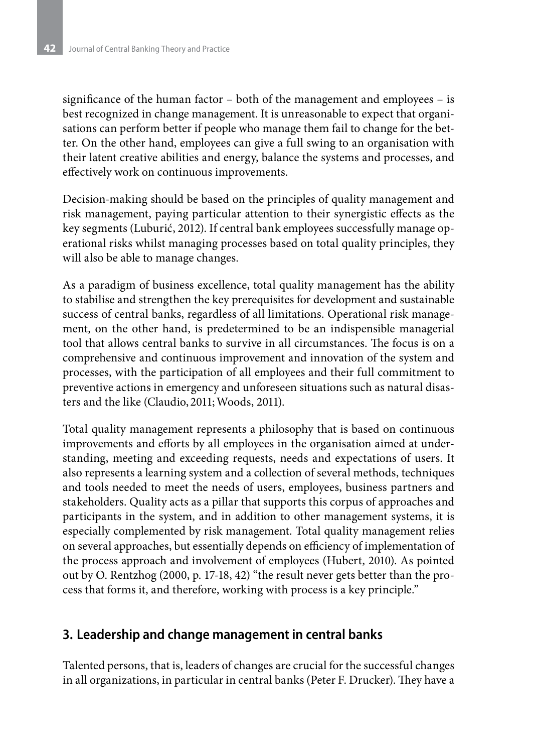significance of the human factor – both of the management and employees – is best recognized in change management. It is unreasonable to expect that organisations can perform better if people who manage them fail to change for the better. On the other hand, employees can give a full swing to an organisation with their latent creative abilities and energy, balance the systems and processes, and effectively work on continuous improvements.

Decision-making should be based on the principles of quality management and risk management, paying particular attention to their synergistic effects as the key segments (Luburić, 2012). If central bank employees successfully manage operational risks whilst managing processes based on total quality principles, they will also be able to manage changes.

As a paradigm of business excellence, total quality management has the ability to stabilise and strengthen the key prerequisites for development and sustainable success of central banks, regardless of all limitations. Operational risk management, on the other hand, is predetermined to be an indispensible managerial tool that allows central banks to survive in all circumstances. The focus is on a comprehensive and continuous improvement and innovation of the system and processes, with the participation of all employees and their full commitment to preventive actions in emergency and unforeseen situations such as natural disasters and the like (Claudio, 2011; Woods, 2011).

Total quality management represents a philosophy that is based on continuous improvements and efforts by all employees in the organisation aimed at understanding, meeting and exceeding requests, needs and expectations of users. It also represents a learning system and a collection of several methods, techniques and tools needed to meet the needs of users, employees, business partners and stakeholders. Quality acts as a pillar that supports this corpus of approaches and participants in the system, and in addition to other management systems, it is especially complemented by risk management. Total quality management relies on several approaches, but essentially depends on efficiency of implementation of the process approach and involvement of employees (Hubert, 2010). As pointed out by O. Rentzhog (2000, p. 17-18, 42) "the result never gets better than the process that forms it, and therefore, working with process is a key principle."

## 3. Leadership and change management in central banks

Talented persons, that is, leaders of changes are crucial for the successful changes in all organizations, in particular in central banks (Peter F. Drucker). They have a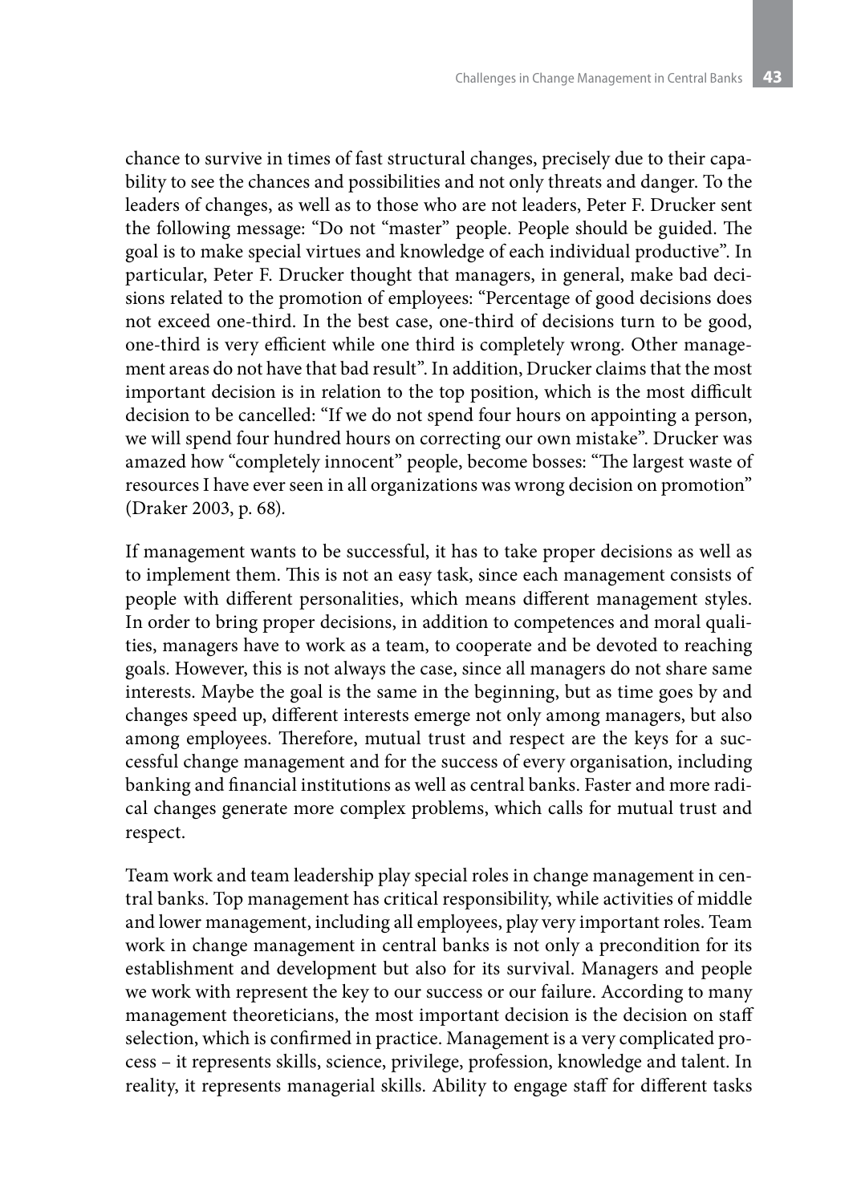chance to survive in times of fast structural changes, precisely due to their capability to see the chances and possibilities and not only threats and danger. To the leaders of changes, as well as to those who are not leaders, Peter F. Drucker sent the following message: "Do not "master" people. People should be guided. The goal is to make special virtues and knowledge of each individual productive". In particular, Peter F. Drucker thought that managers, in general, make bad decisions related to the promotion of employees: "Percentage of good decisions does not exceed one-third. In the best case, one-third of decisions turn to be good, one-third is very efficient while one third is completely wrong. Other management areas do not have that bad result". In addition, Drucker claims that the most important decision is in relation to the top position, which is the most difficult decision to be cancelled: "If we do not spend four hours on appointing a person, we will spend four hundred hours on correcting our own mistake". Drucker was amazed how "completely innocent" people, become bosses: "The largest waste of resources I have ever seen in all organizations was wrong decision on promotion" (Draker 2003, p. 68).

If management wants to be successful, it has to take proper decisions as well as to implement them. This is not an easy task, since each management consists of people with different personalities, which means different management styles. In order to bring proper decisions, in addition to competences and moral qualities, managers have to work as a team, to cooperate and be devoted to reaching goals. However, this is not always the case, since all managers do not share same interests. Maybe the goal is the same in the beginning, but as time goes by and changes speed up, different interests emerge not only among managers, but also among employees. Therefore, mutual trust and respect are the keys for a successful change management and for the success of every organisation, including banking and financial institutions as well as central banks. Faster and more radical changes generate more complex problems, which calls for mutual trust and respect.

Team work and team leadership play special roles in change management in central banks. Top management has critical responsibility, while activities of middle and lower management, including all employees, play very important roles. Team work in change management in central banks is not only a precondition for its establishment and development but also for its survival. Managers and people we work with represent the key to our success or our failure. According to many management theoreticians, the most important decision is the decision on staff selection, which is confirmed in practice. Management is a very complicated process – it represents skills, science, privilege, profession, knowledge and talent. In reality, it represents managerial skills. Ability to engage staff for different tasks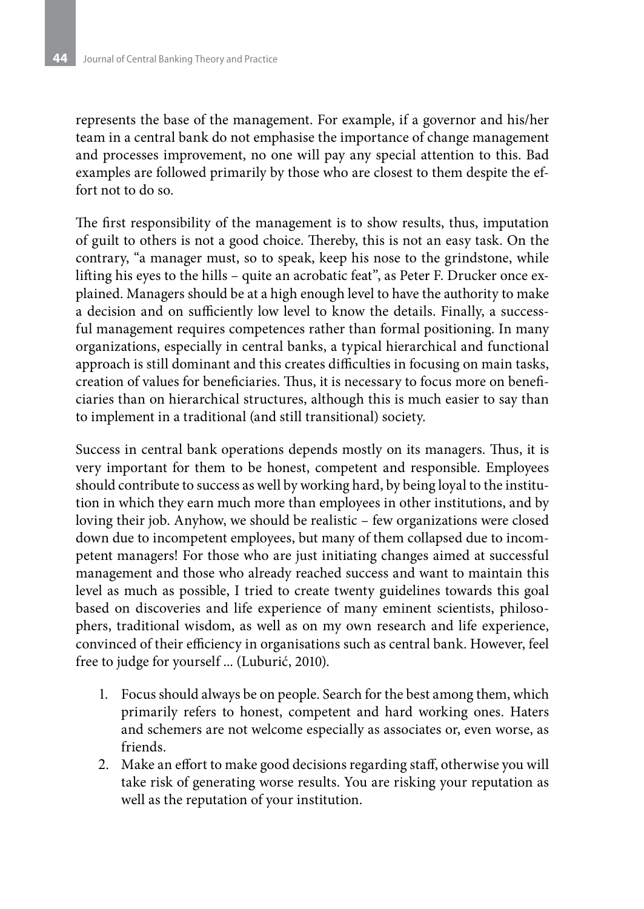represents the base of the management. For example, if a governor and his/her team in a central bank do not emphasise the importance of change management and processes improvement, no one will pay any special attention to this. Bad examples are followed primarily by those who are closest to them despite the effort not to do so.

The first responsibility of the management is to show results, thus, imputation of guilt to others is not a good choice. Thereby, this is not an easy task. On the contrary, "a manager must, so to speak, keep his nose to the grindstone, while lifting his eyes to the hills – quite an acrobatic feat", as Peter F. Drucker once explained. Managers should be at a high enough level to have the authority to make a decision and on sufficiently low level to know the details. Finally, a successful management requires competences rather than formal positioning. In many organizations, especially in central banks, a typical hierarchical and functional approach is still dominant and this creates difficulties in focusing on main tasks, creation of values for beneficiaries. Thus, it is necessary to focus more on beneficiaries than on hierarchical structures, although this is much easier to say than to implement in a traditional (and still transitional) society.

Success in central bank operations depends mostly on its managers. Thus, it is very important for them to be honest, competent and responsible. Employees should contribute to success as well by working hard, by being loyal to the institution in which they earn much more than employees in other institutions, and by loving their job. Anyhow, we should be realistic – few organizations were closed down due to incompetent employees, but many of them collapsed due to incompetent managers! For those who are just initiating changes aimed at successful management and those who already reached success and want to maintain this level as much as possible, I tried to create twenty guidelines towards this goal based on discoveries and life experience of many eminent scientists, philosophers, traditional wisdom, as well as on my own research and life experience, convinced of their efficiency in organisations such as central bank. However, feel free to judge for yourself ... (Luburić, 2010).

1. Focus should always be on people. Search for the best among them, which primarily refers to honest, competent and hard working ones. Haters and schemers are not welcome especially as associates or, even worse, as friends.
2. Make an effort to make good decisions regarding staff, otherwise you will take risk of generating worse results. You are risking your reputation as well as the reputation of your institution.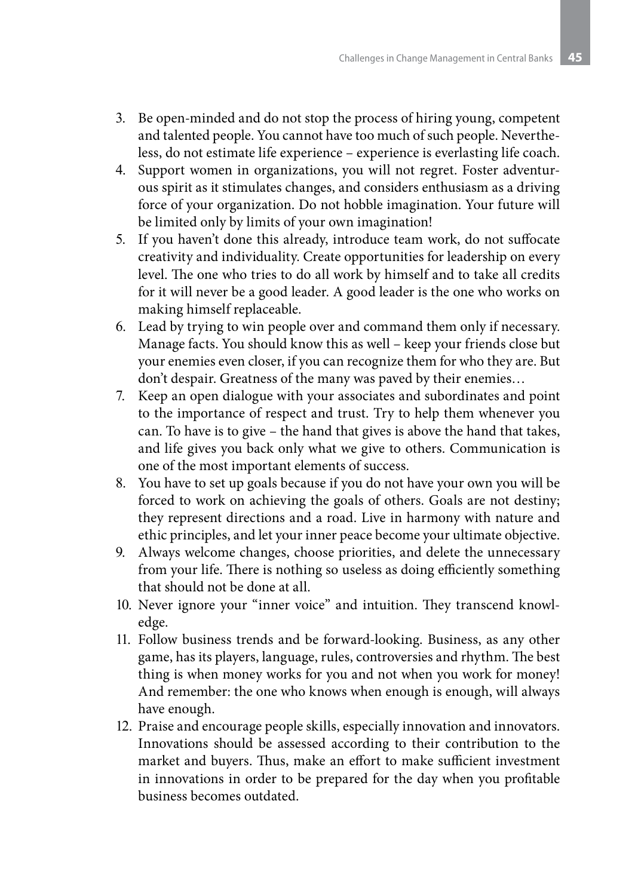3. Be open-minded and do not stop the process of hiring young, competent and talented people. You cannot have too much of such people. Nevertheless, do not estimate life experience – experience is everlasting life coach.
4. Support women in organizations, you will not regret. Foster adventurous spirit as it stimulates changes, and considers enthusiasm as a driving force of your organization. Do not hobble imagination. Your future will be limited only by limits of your own imagination!
5. If you haven't done this already, introduce team work, do not suffocate creativity and individuality. Create opportunities for leadership on every level. The one who tries to do all work by himself and to take all credits for it will never be a good leader. A good leader is the one who works on making himself replaceable.
6. Lead by trying to win people over and command them only if necessary. Manage facts. You should know this as well – keep your friends close but your enemies even closer, if you can recognize them for who they are. But don't despair. Greatness of the many was paved by their enemies…
7. Keep an open dialogue with your associates and subordinates and point to the importance of respect and trust. Try to help them whenever you can. To have is to give – the hand that gives is above the hand that takes, and life gives you back only what we give to others. Communication is one of the most important elements of success.
8. You have to set up goals because if you do not have your own you will be forced to work on achieving the goals of others. Goals are not destiny; they represent directions and a road. Live in harmony with nature and ethic principles, and let your inner peace become your ultimate objective.
9. Always welcome changes, choose priorities, and delete the unnecessary from your life. There is nothing so useless as doing efficiently something that should not be done at all.
10. Never ignore your "inner voice" and intuition. They transcend knowledge.
11. Follow business trends and be forward-looking. Business, as any other game, has its players, language, rules, controversies and rhythm. The best thing is when money works for you and not when you work for money! And remember: the one who knows when enough is enough, will always have enough.
12. Praise and encourage people skills, especially innovation and innovators. Innovations should be assessed according to their contribution to the market and buyers. Thus, make an effort to make sufficient investment in innovations in order to be prepared for the day when you profitable business becomes outdated.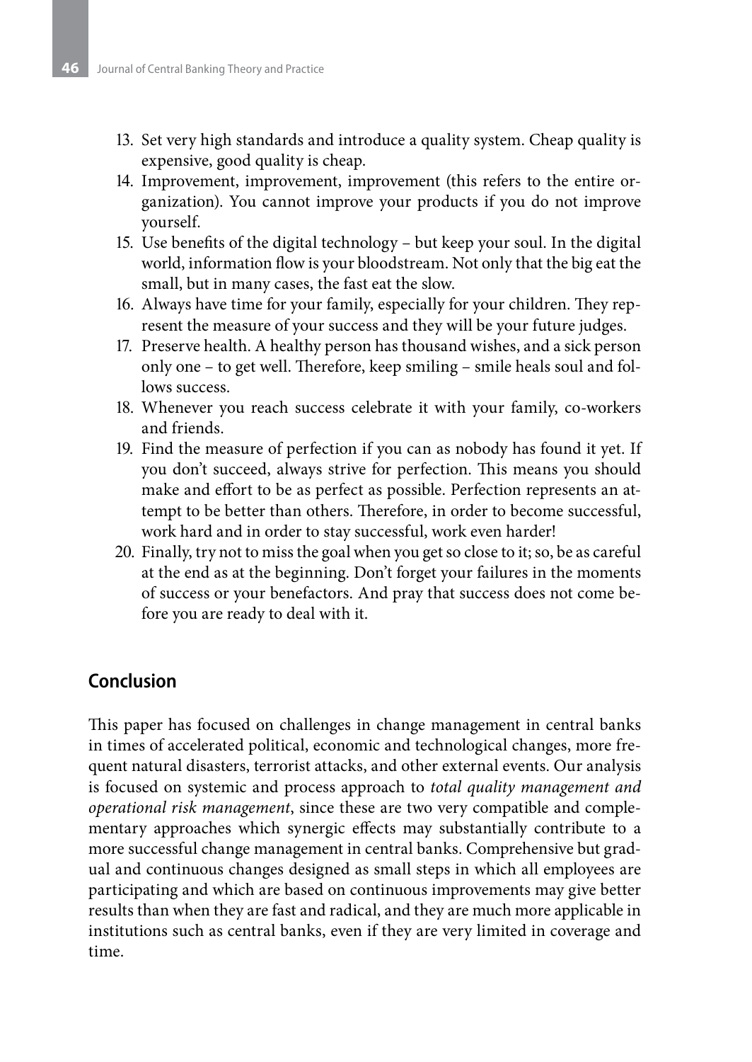13. Set very high standards and introduce a quality system. Cheap quality is expensive, good quality is cheap.
14. Improvement, improvement, improvement (this refers to the entire organization). You cannot improve your products if you do not improve yourself.
15. Use benefits of the digital technology – but keep your soul. In the digital world, information flow is your bloodstream. Not only that the big eat the small, but in many cases, the fast eat the slow.
16. Always have time for your family, especially for your children. They represent the measure of your success and they will be your future judges.
17. Preserve health. A healthy person has thousand wishes, and a sick person only one – to get well. Therefore, keep smiling – smile heals soul and follows success.
18. Whenever you reach success celebrate it with your family, co-workers and friends.
19. Find the measure of perfection if you can as nobody has found it yet. If you don't succeed, always strive for perfection. This means you should make and effort to be as perfect as possible. Perfection represents an attempt to be better than others. Therefore, in order to become successful, work hard and in order to stay successful, work even harder!
20. Finally, try not to miss the goal when you get so close to it; so, be as careful at the end as at the beginning. Don't forget your failures in the moments of success or your benefactors. And pray that success does not come before you are ready to deal with it.

## Conclusion

This paper has focused on challenges in change management in central banks in times of accelerated political, economic and technological changes, more frequent natural disasters, terrorist attacks, and other external events. Our analysis is focused on systemic and process approach to *total quality management and operational risk management*, since these are two very compatible and complementary approaches which synergic effects may substantially contribute to a more successful change management in central banks. Comprehensive but gradual and continuous changes designed as small steps in which all employees are participating and which are based on continuous improvements may give better results than when they are fast and radical, and they are much more applicable in institutions such as central banks, even if they are very limited in coverage and time.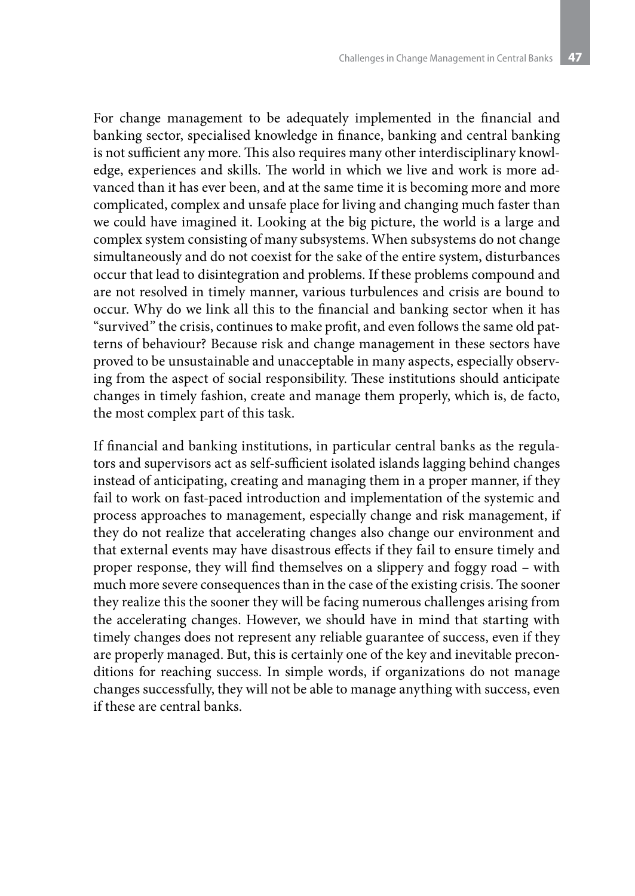For change management to be adequately implemented in the financial and banking sector, specialised knowledge in finance, banking and central banking is not sufficient any more. This also requires many other interdisciplinary knowledge, experiences and skills. The world in which we live and work is more advanced than it has ever been, and at the same time it is becoming more and more complicated, complex and unsafe place for living and changing much faster than we could have imagined it. Looking at the big picture, the world is a large and complex system consisting of many subsystems. When subsystems do not change simultaneously and do not coexist for the sake of the entire system, disturbances occur that lead to disintegration and problems. If these problems compound and are not resolved in timely manner, various turbulences and crisis are bound to occur. Why do we link all this to the financial and banking sector when it has "survived" the crisis, continues to make profit, and even follows the same old patterns of behaviour? Because risk and change management in these sectors have proved to be unsustainable and unacceptable in many aspects, especially observing from the aspect of social responsibility. These institutions should anticipate changes in timely fashion, create and manage them properly, which is, de facto, the most complex part of this task.

If financial and banking institutions, in particular central banks as the regulators and supervisors act as self-sufficient isolated islands lagging behind changes instead of anticipating, creating and managing them in a proper manner, if they fail to work on fast-paced introduction and implementation of the systemic and process approaches to management, especially change and risk management, if they do not realize that accelerating changes also change our environment and that external events may have disastrous effects if they fail to ensure timely and proper response, they will find themselves on a slippery and foggy road – with much more severe consequences than in the case of the existing crisis. The sooner they realize this the sooner they will be facing numerous challenges arising from the accelerating changes. However, we should have in mind that starting with timely changes does not represent any reliable guarantee of success, even if they are properly managed. But, this is certainly one of the key and inevitable preconditions for reaching success. In simple words, if organizations do not manage changes successfully, they will not be able to manage anything with success, even if these are central banks.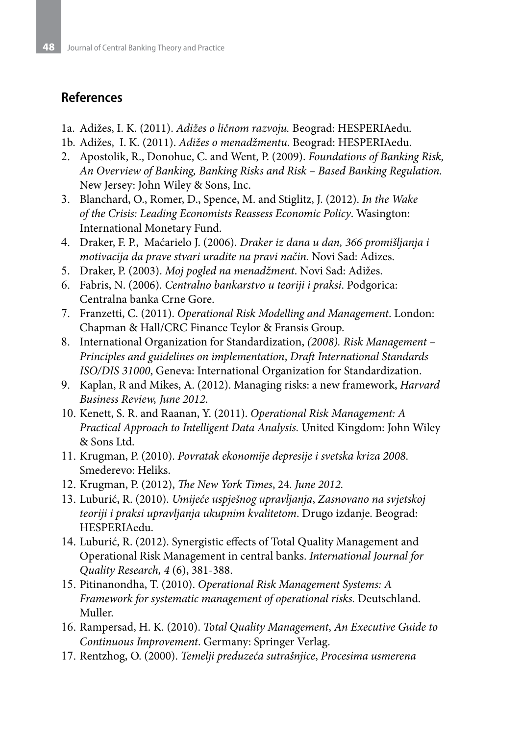## References

1a. Adižes, I. K. (2011). *Adižes o ličnom razvoju.* Beograd: HESPERIAedu.

1b. Adižes, I. K. (2011). *Adižes o menadžmentu*. Beograd: HESPERIAedu.

2. Apostolik, R., Donohue, C. and Went, P. (2009). *Foundations of Banking Risk, An Overview of Banking, Banking Risks and Risk – Based Banking Regulation.* New Jersey: John Wiley & Sons, Inc.
3. Blanchard, O., Romer, D., Spence, M. and Stiglitz, J. (2012). *In the Wake of the Crisis: Leading Economists Reassess Economic Policy*. Wasington: International Monetary Fund.
4. Draker, F. P., Maćarielo J. (2006). *Draker iz dana u dan, 366 promišljanja i motivacija da prave stvari uradite na pravi način.* Novi Sad: Adizes.
5. Draker, P. (2003). *Moj pogled na menadžment*. Novi Sad: Adižes.
6. Fabris, N. (2006). *Centralno bankarstvo u teoriji i praksi*. Podgorica: Centralna banka Crne Gore.
7. Franzetti, C. (2011). *Operational Risk Modelling and Management*. London: Chapman & Hall/CRC Finance Teylor & Fransis Group.
8. International Organization for Standardization, *(2008). Risk Management – Principles and guidelines on implementation*, *Draft International Standards ISO/DIS 31000*, Geneva: International Organization for Standardization.
9. Kaplan, R and Mikes, A. (2012). Managing risks: a new framework, *Harvard Business Review, June 2012*.
10. Kenett, S. R. and Raanan, Y. (2011). *Operational Risk Management: A Practical Approach to Intelligent Data Analysis.* United Kingdom: John Wiley & Sons Ltd.
11. Krugman, P. (2010). *Povratak ekonomije depresije i svetska kriza 2008*. Smederevo: Heliks.
12. Krugman, P. (2012), *The New York Times*, 24*. June 2012.*
13. Luburić, R. (2010). *Umijeće uspješnog upravljanja*, *Zasnovano na svjetskoj teoriji i praksi upravljanja ukupnim kvalitetom*. Drugo izdanje. Beograd: HESPERIAedu.
14. Luburić, R. (2012). Synergistic effects of Total Quality Management and Operational Risk Management in central banks. *International Journal for Quality Research, 4* (6), 381-388.
15. Pitinanondha, T. (2010). *Operational Risk Management Systems: A Framework for systematic management of operational risks.* Deutschland. Muller.
16. Rampersad, H. K. (2010). *Total Quality Management*, *An Executive Guide to Continuous Improvement*. Germany: Springer Verlag.
17. Rentzhog, O. (2000). *Temelji preduzeća sutrašnjice*, *Procesima usmerena*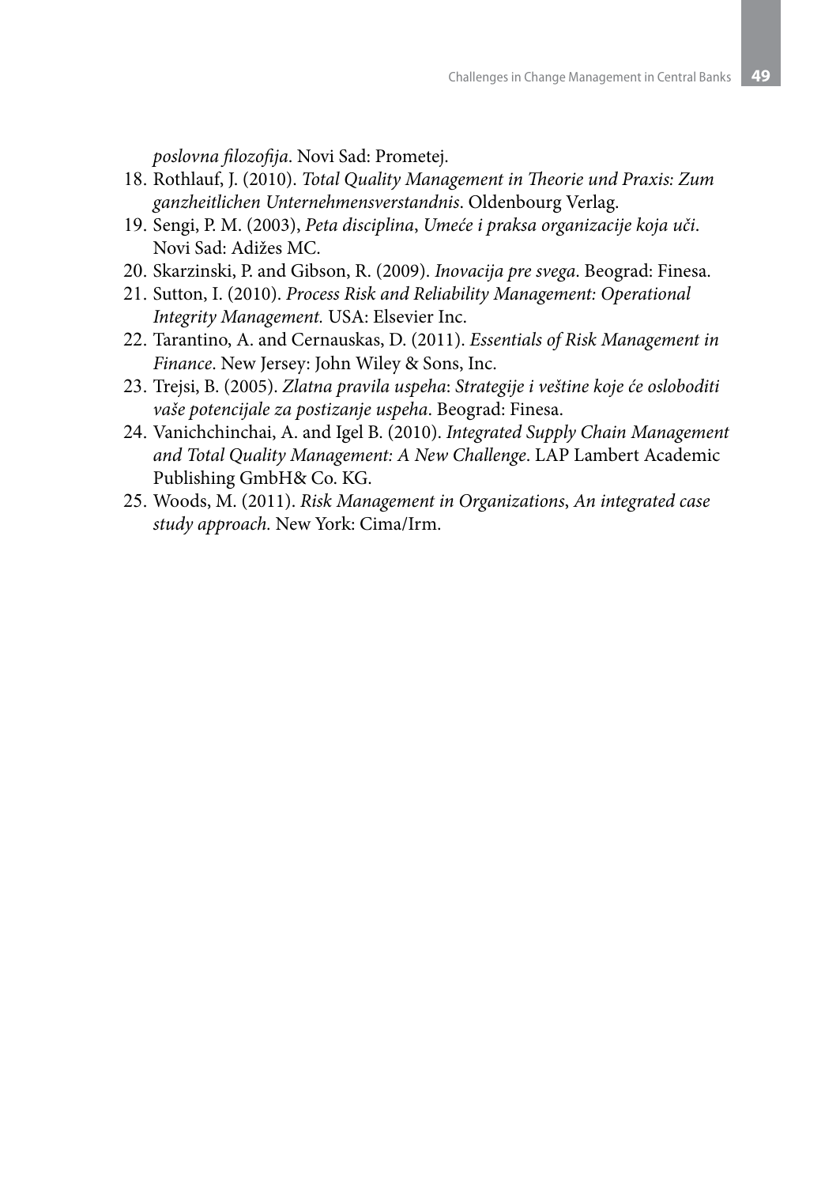*poslovna filozofija*. Novi Sad: Prometej.

18. Rothlauf, J. (2010). *Total Quality Management in Theorie und Praxis: Zum ganzheitlichen Unternehmensverstandnis*. Oldenbourg Verlag.
19. Sengi, P. M. (2003), *Peta disciplina*, *Umeće i praksa organizacije koja uči*. Novi Sad: Adižes MC.
20. Skarzinski, P. and Gibson, R. (2009). *Inovacija pre svega*. Beograd: Finesa.
21. Sutton, I. (2010). *Process Risk and Reliability Management: Operational Integrity Management.* USA: Elsevier Inc.
22. Tarantino, A. and Cernauskas, D. (2011). *Essentials of Risk Management in Finance*. New Jersey: John Wiley & Sons, Inc.
23. Trejsi, B. (2005). *Zlatna pravila uspeha*: *Strategije i veštine koje će osloboditi vaše potencijale za postizanje uspeha*. Beograd: Finesa.
24. Vanichchinchai, A. and Igel B. (2010). *Integrated Supply Chain Management and Total Quality Management: A New Challenge*. LAP Lambert Academic Publishing GmbH& Co. KG.
25. Woods, M. (2011). *Risk Management in Organizations*, *An integrated case study approach.* New York: Cima/Irm.